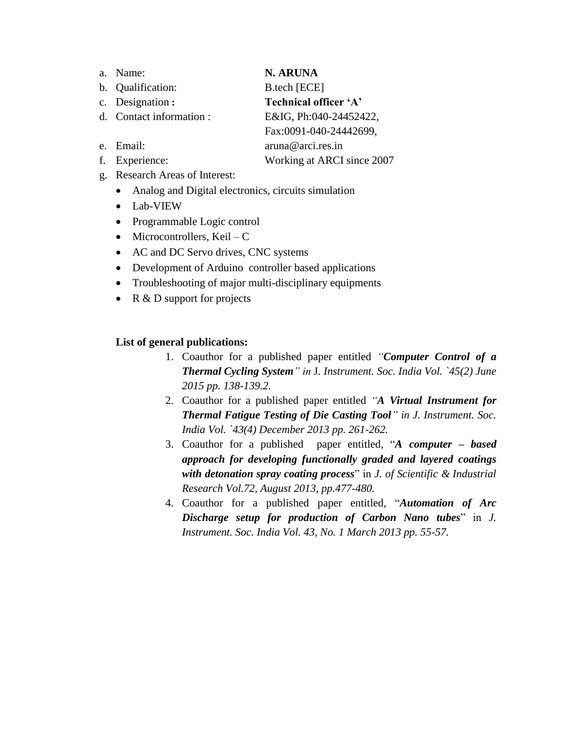a. Name: **N. ARUNA**
b. Qualification: B.tech [ECE]
c. Designation **:** **Technical officer 'A'**
d. Contact information : E&IG, Ph:040-24452422, Fax:0091-040-24442699,
e. Email: aruna@arci.res.in
f. Experience: Working at ARCI since 2007
g. Research Areas of Interest:
   - Analog and Digital electronics, circuits simulation
   - Lab-VIEW
   - Programmable Logic control
   - Microcontrollers, Keil – C
   - AC and DC Servo drives, CNC systems
   - Development of Arduino controller based applications
   - Troubleshooting of major multi-disciplinary equipments
   - R & D support for projects

**List of general publications:**

1. Coauthor for a published paper entitled *"**Computer Control of a Thermal Cycling System**" in* J. *Instrument. Soc. India Vol. `45(2) June 2015 pp. 138-139.2.*
2. Coauthor for a published paper entitled *"**A Virtual Instrument for Thermal Fatigue Testing of Die Casting Tool**" in J. Instrument. Soc. India Vol. `43(4) December 2013 pp. 261-262.*
3. Coauthor for a published paper entitled, "***A computer – based approach for developing functionally graded and layered coatings with detonation spray coating process***" in *J. of Scientific & Industrial Research Vol.72, August 2013, pp.477-480.*
4. Coauthor for a published paper entitled, "***Automation of Arc Discharge setup for production of Carbon Nano tubes***" in *J. Instrument. Soc. India Vol. 43, No. 1 March 2013 pp. 55-57.*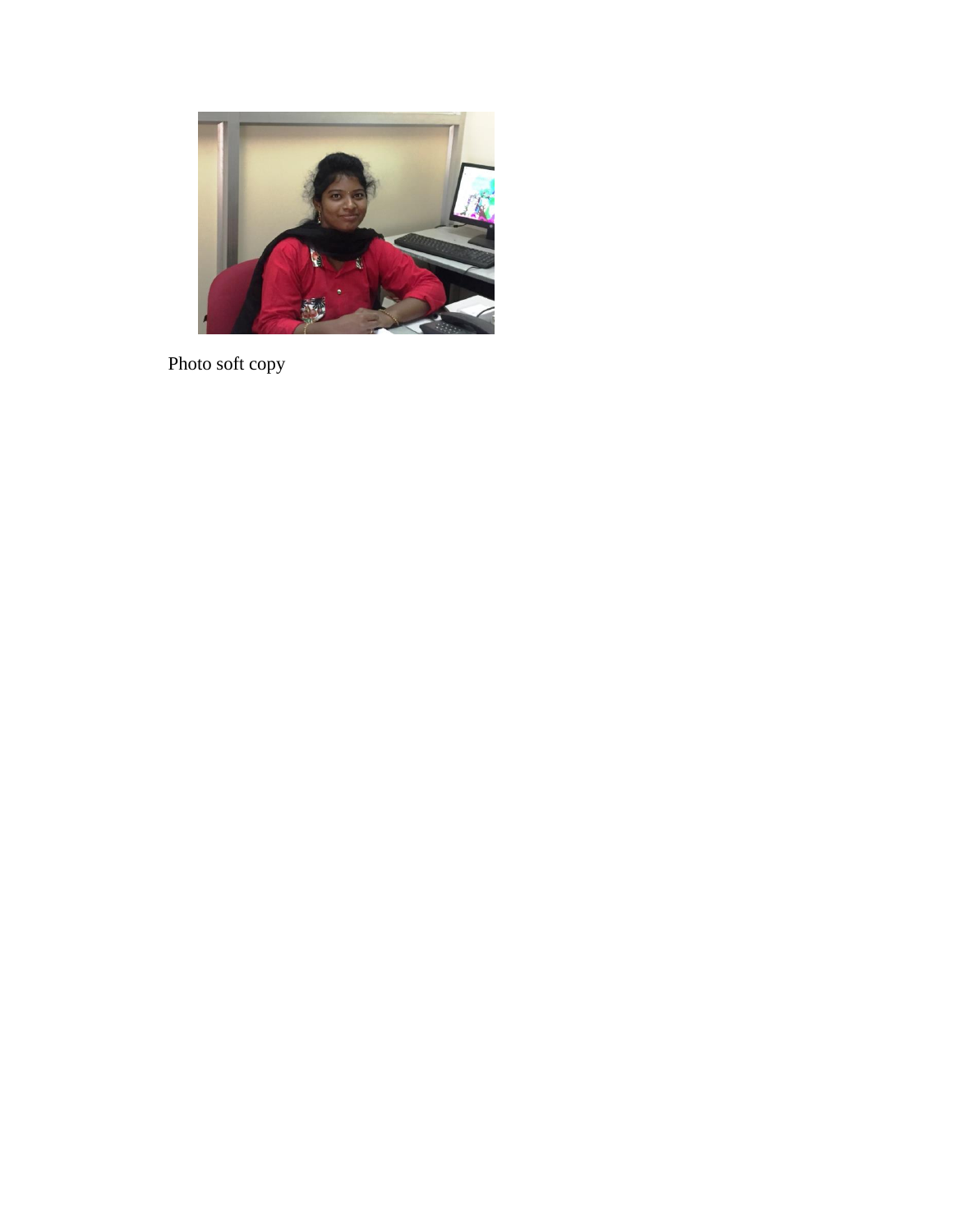Photo soft copy